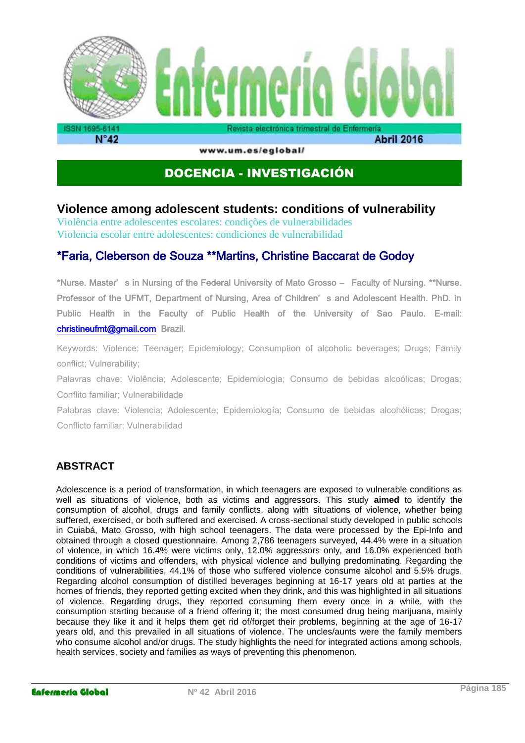## DOCENCIA - INVESTIGACIÓN

# Violence among adolescent students: conditions of vulnerability

Violência entre adolescentes escolares: condições de vulnerabilidades

Violencia escolar entre adolescentes: condiciones de vulnerabilidad

### *Faria, Cleberson de Souza **Martins, Christine Baccarat de Godoy

*Nurse. Master's in Nursing of the Federal University of Mato Grosso – Faculty of Nursing. **Nurse. Professor of the UFMT, Department of Nursing, Area of Children's and Adolescent Health. PhD. in Public Health in the Faculty of Public Health of the University of Sao Paulo. E-mail: christineufmt@gmail.com Brazil.

Keywords: Violence; Teenager; Epidemiology; Consumption of alcoholic beverages; Drugs; Family conflict; Vulnerability;

Palavras chave: Violência; Adolescente; Epidemiologia; Consumo de bebidas alcoólicas; Drogas; Conflito familiar; Vulnerabilidade

Palabras clave: Violencia; Adolescente; Epidemiología; Consumo de bebidas alcohólicas; Drogas; Conflicto familiar; Vulnerabilidad

## ABSTRACT

Adolescence is a period of transformation, in which teenagers are exposed to vulnerable conditions as well as situations of violence, both as victims and aggressors. This study **aimed** to identify the consumption of alcohol, drugs and family conflicts, along with situations of violence, whether being suffered, exercised, or both suffered and exercised. A cross-sectional study developed in public schools in Cuiabá, Mato Grosso, with high school teenagers. The data were processed by the Epi-Info and obtained through a closed questionnaire. Among 2,786 teenagers surveyed, 44.4% were in a situation of violence, in which 16.4% were victims only, 12.0% aggressors only, and 16.0% experienced both conditions of victims and offenders, with physical violence and bullying predominating. Regarding the conditions of vulnerabilities, 44.1% of those who suffered violence consume alcohol and 5.5% drugs. Regarding alcohol consumption of distilled beverages beginning at 16-17 years old at parties at the homes of friends, they reported getting excited when they drink, and this was highlighted in all situations of violence. Regarding drugs, they reported consuming them every once in a while, with the consumption starting because of a friend offering it; the most consumed drug being marijuana, mainly because they like it and it helps them get rid of/forget their problems, beginning at the age of 16-17 years old, and this prevailed in all situations of violence. The uncles/aunts were the family members who consume alcohol and/or drugs. The study highlights the need for integrated actions among schools, health services, society and families as ways of preventing this phenomenon.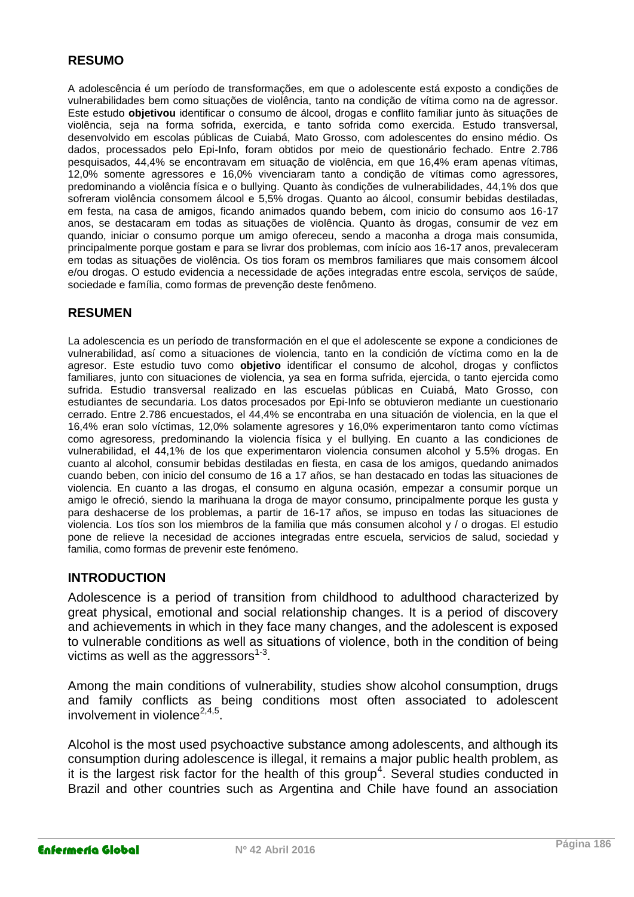## RESUMO

A adolescência é um período de transformações, em que o adolescente está exposto a condições de vulnerabilidades bem como situações de violência, tanto na condição de vítima como na de agressor. Este estudo **objetivou** identificar o consumo de álcool, drogas e conflito familiar junto às situações de violência, seja na forma sofrida, exercida, e tanto sofrida como exercida. Estudo transversal, desenvolvido em escolas públicas de Cuiabá, Mato Grosso, com adolescentes do ensino médio. Os dados, processados pelo Epi-Info, foram obtidos por meio de questionário fechado. Entre 2.786 pesquisados, 44,4% se encontravam em situação de violência, em que 16,4% eram apenas vítimas, 12,0% somente agressores e 16,0% vivenciaram tanto a condição de vítimas como agressores, predominando a violência física e o bullying. Quanto às condições de vulnerabilidades, 44,1% dos que sofreram violência consomem álcool e 5,5% drogas. Quanto ao álcool, consumir bebidas destiladas, em festa, na casa de amigos, ficando animados quando bebem, com inicio do consumo aos 16-17 anos, se destacaram em todas as situações de violência. Quanto às drogas, consumir de vez em quando, iniciar o consumo porque um amigo ofereceu, sendo a maconha a droga mais consumida, principalmente porque gostam e para se livrar dos problemas, com início aos 16-17 anos, prevaleceram em todas as situações de violência. Os tios foram os membros familiares que mais consomem álcool e/ou drogas. O estudo evidencia a necessidade de ações integradas entre escola, serviços de saúde, sociedade e família, como formas de prevenção deste fenômeno.

## RESUMEN

La adolescencia es un período de transformación en el que el adolescente se expone a condiciones de vulnerabilidad, así como a situaciones de violencia, tanto en la condición de víctima como en la de agresor. Este estudio tuvo como **objetivo** identificar el consumo de alcohol, drogas y conflictos familiares, junto con situaciones de violencia, ya sea en forma sufrida, ejercida, o tanto ejercida como sufrida. Estudio transversal realizado en las escuelas públicas en Cuiabá, Mato Grosso, con estudiantes de secundaria. Los datos procesados por Epi-Info se obtuvieron mediante un cuestionario cerrado. Entre 2.786 encuestados, el 44,4% se encontraba en una situación de violencia, en la que el 16,4% eran solo víctimas, 12,0% solamente agresores y 16,0% experimentaron tanto como víctimas como agresoress, predominando la violencia física y el bullying. En cuanto a las condiciones de vulnerabilidad, el 44,1% de los que experimentaron violencia consumen alcohol y 5.5% drogas. En cuanto al alcohol, consumir bebidas destiladas en fiesta, en casa de los amigos, quedando animados cuando beben, con inicio del consumo de 16 a 17 años, se han destacado en todas las situaciones de violencia. En cuanto a las drogas, el consumo en alguna ocasión, empezar a consumir porque un amigo le ofreció, siendo la marihuana la droga de mayor consumo, principalmente porque les gusta y para deshacerse de los problemas, a partir de 16-17 años, se impuso en todas las situaciones de violencia. Los tíos son los miembros de la familia que más consumen alcohol y / o drogas. El estudio pone de relieve la necesidad de acciones integradas entre escuela, servicios de salud, sociedad y familia, como formas de prevenir este fenómeno.

## INTRODUCTION

Adolescence is a period of transition from childhood to adulthood characterized by great physical, emotional and social relationship changes. It is a period of discovery and achievements in which in they face many changes, and the adolescent is exposed to vulnerable conditions as well as situations of violence, both in the condition of being victims as well as the aggressors[1-3].

Among the main conditions of vulnerability, studies show alcohol consumption, drugs and family conflicts as being conditions most often associated to adolescent involvement in violence[2,4,5].

Alcohol is the most used psychoactive substance among adolescents, and although its consumption during adolescence is illegal, it remains a major public health problem, as it is the largest risk factor for the health of this group[4]. Several studies conducted in Brazil and other countries such as Argentina and Chile have found an association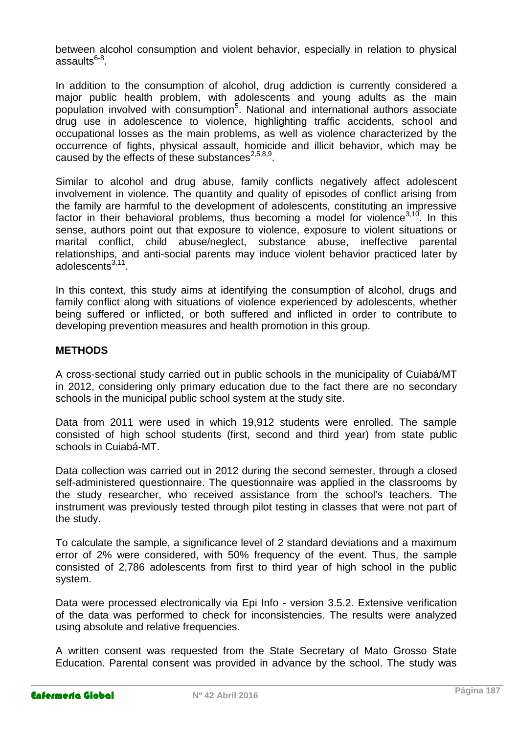between alcohol consumption and violent behavior, especially in relation to physical assaults[6-8].

In addition to the consumption of alcohol, drug addiction is currently considered a major public health problem, with adolescents and young adults as the main population involved with consumption[5]. National and international authors associate drug use in adolescence to violence, highlighting traffic accidents, school and occupational losses as the main problems, as well as violence characterized by the occurrence of fights, physical assault, homicide and illicit behavior, which may be caused by the effects of these substances[2,5,8,9].

Similar to alcohol and drug abuse, family conflicts negatively affect adolescent involvement in violence. The quantity and quality of episodes of conflict arising from the family are harmful to the development of adolescents, constituting an impressive factor in their behavioral problems, thus becoming a model for violence[3,10]. In this sense, authors point out that exposure to violence, exposure to violent situations or marital conflict, child abuse/neglect, substance abuse, ineffective parental relationships, and anti-social parents may induce violent behavior practiced later by adolescents[3,11].

In this context, this study aims at identifying the consumption of alcohol, drugs and family conflict along with situations of violence experienced by adolescents, whether being suffered or inflicted, or both suffered and inflicted in order to contribute to developing prevention measures and health promotion in this group.

## METHODS

A cross-sectional study carried out in public schools in the municipality of Cuiabá/MT in 2012, considering only primary education due to the fact there are no secondary schools in the municipal public school system at the study site.

Data from 2011 were used in which 19,912 students were enrolled. The sample consisted of high school students (first, second and third year) from state public schools in Cuiabá-MT.

Data collection was carried out in 2012 during the second semester, through a closed self-administered questionnaire. The questionnaire was applied in the classrooms by the study researcher, who received assistance from the school's teachers. The instrument was previously tested through pilot testing in classes that were not part of the study.

To calculate the sample, a significance level of 2 standard deviations and a maximum error of 2% were considered, with 50% frequency of the event. Thus, the sample consisted of 2,786 adolescents from first to third year of high school in the public system.

Data were processed electronically via Epi Info - version 3.5.2. Extensive verification of the data was performed to check for inconsistencies. The results were analyzed using absolute and relative frequencies.

A written consent was requested from the State Secretary of Mato Grosso State Education. Parental consent was provided in advance by the school. The study was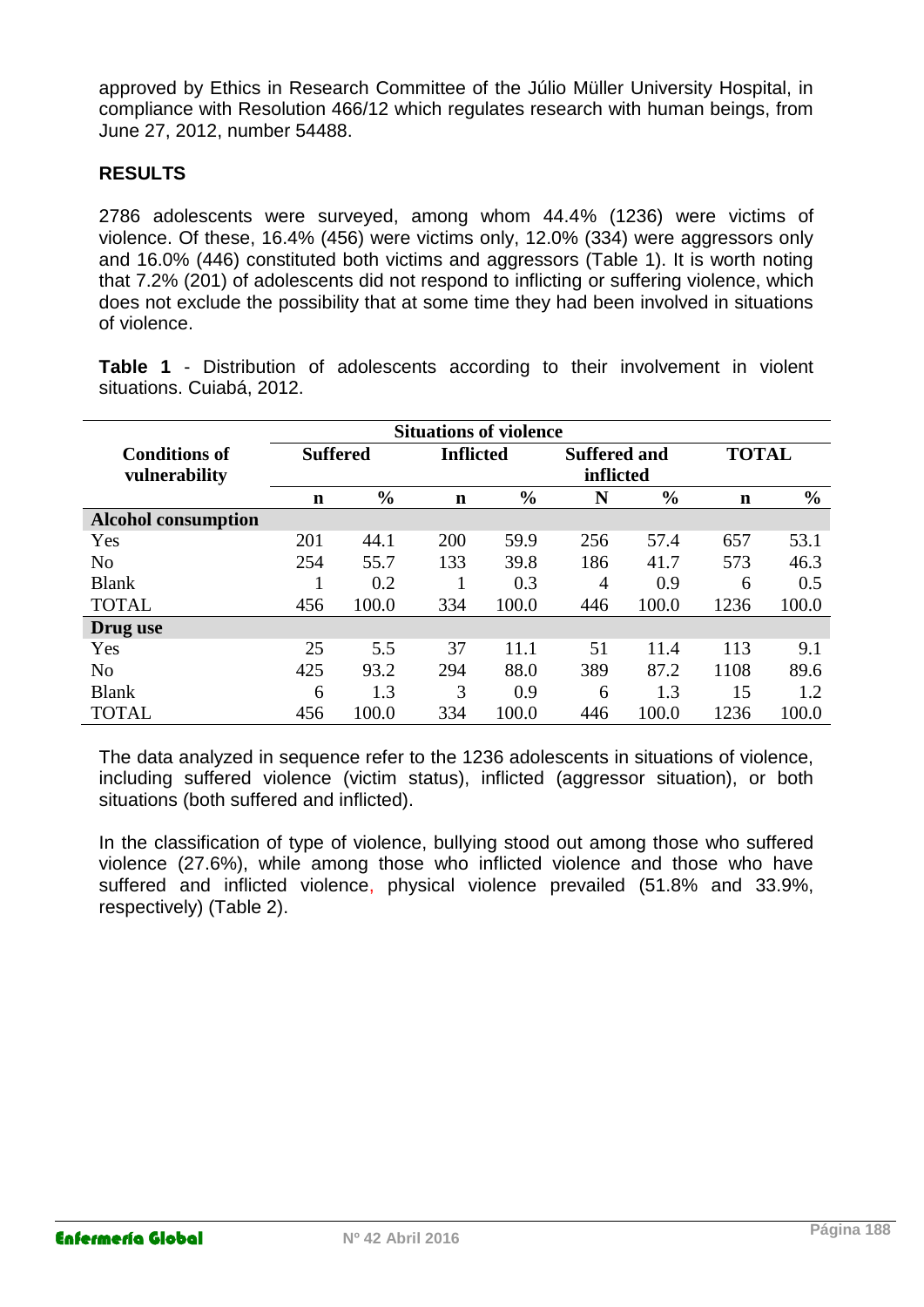approved by Ethics in Research Committee of the Júlio Müller University Hospital, in compliance with Resolution 466/12 which regulates research with human beings, from June 27, 2012, number 54488.

## RESULTS

2786 adolescents were surveyed, among whom 44.4% (1236) were victims of violence. Of these, 16.4% (456) were victims only, 12.0% (334) were aggressors only and 16.0% (446) constituted both victims and aggressors (Table 1). It is worth noting that 7.2% (201) of adolescents did not respond to inflicting or suffering violence, which does not exclude the possibility that at some time they had been involved in situations of violence.

**Table 1** - Distribution of adolescents according to their involvement in violent situations. Cuiabá, 2012.

| **Conditions of vulnerability** | **Situations of violence** | | | | | | | |
|---|---|---|---|---|---|---|---|---|
| | **Suffered** | | **Inflicted** | | **Suffered and inflicted** | | **TOTAL** | |
| | **n** | **%** | **n** | **%** | **N** | **%** | **n** | **%** |
| **Alcohol consumption** | | | | | | | | |
| Yes | 201 | 44.1 | 200 | 59.9 | 256 | 57.4 | 657 | 53.1 |
| No | 254 | 55.7 | 133 | 39.8 | 186 | 41.7 | 573 | 46.3 |
| Blank | 1 | 0.2 | 1 | 0.3 | 4 | 0.9 | 6 | 0.5 |
| TOTAL | 456 | 100.0 | 334 | 100.0 | 446 | 100.0 | 1236 | 100.0 |
| **Drug use** | | | | | | | | |
| Yes | 25 | 5.5 | 37 | 11.1 | 51 | 11.4 | 113 | 9.1 |
| No | 425 | 93.2 | 294 | 88.0 | 389 | 87.2 | 1108 | 89.6 |
| Blank | 6 | 1.3 | 3 | 0.9 | 6 | 1.3 | 15 | 1.2 |
| TOTAL | 456 | 100.0 | 334 | 100.0 | 446 | 100.0 | 1236 | 100.0 |

The data analyzed in sequence refer to the 1236 adolescents in situations of violence, including suffered violence (victim status), inflicted (aggressor situation), or both situations (both suffered and inflicted).

In the classification of type of violence, bullying stood out among those who suffered violence (27.6%), while among those who inflicted violence and those who have suffered and inflicted violence, physical violence prevailed (51.8% and 33.9%, respectively) (Table 2).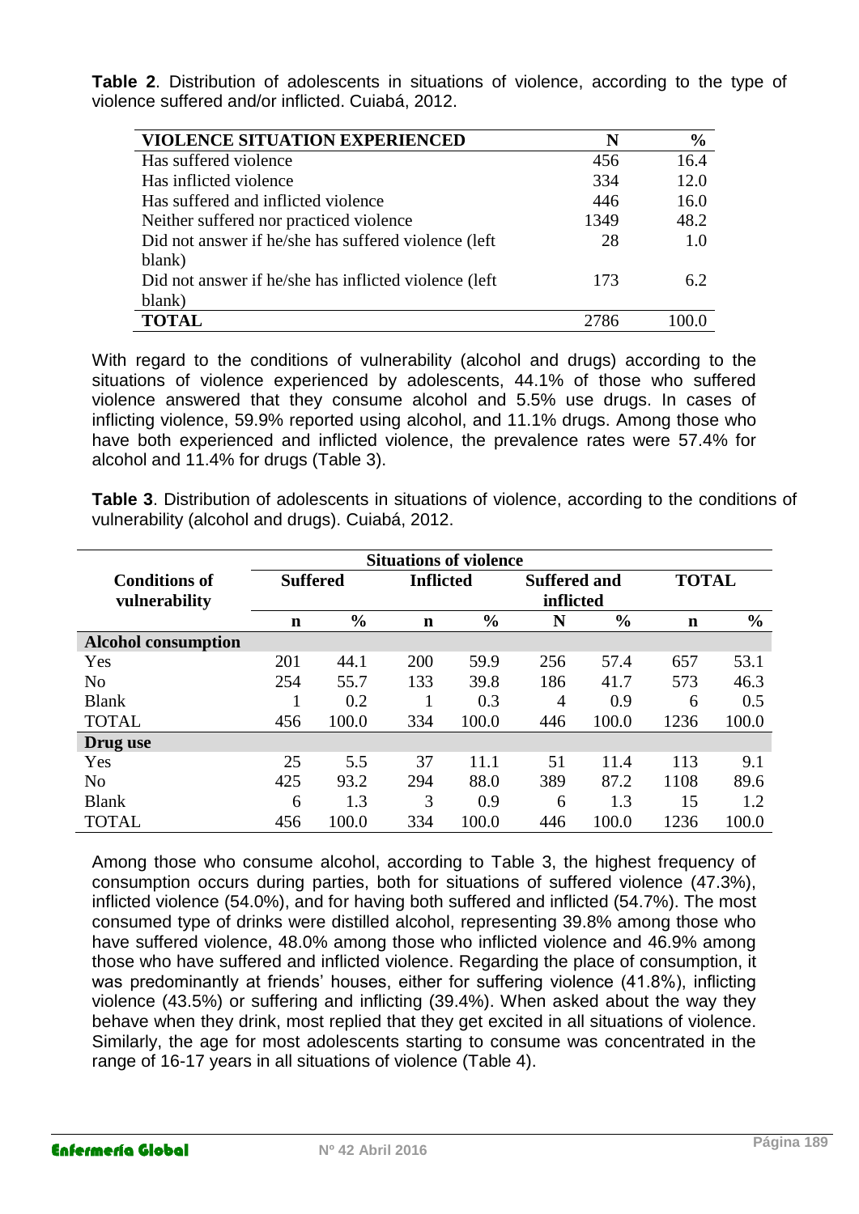**Table 2**. Distribution of adolescents in situations of violence, according to the type of violence suffered and/or inflicted. Cuiabá, 2012.

| VIOLENCE SITUATION EXPERIENCED | N | % |
|---|---|---|
| Has suffered violence | 456 | 16.4 |
| Has inflicted violence | 334 | 12.0 |
| Has suffered and inflicted violence | 446 | 16.0 |
| Neither suffered nor practiced violence | 1349 | 48.2 |
| Did not answer if he/she has suffered violence (left blank) | 28 | 1.0 |
| Did not answer if he/she has inflicted violence (left blank) | 173 | 6.2 |
| **TOTAL** | 2786 | 100.0 |

With regard to the conditions of vulnerability (alcohol and drugs) according to the situations of violence experienced by adolescents, 44.1% of those who suffered violence answered that they consume alcohol and 5.5% use drugs. In cases of inflicting violence, 59.9% reported using alcohol, and 11.1% drugs. Among those who have both experienced and inflicted violence, the prevalence rates were 57.4% for alcohol and 11.4% for drugs (Table 3).

**Table 3**. Distribution of adolescents in situations of violence, according to the conditions of vulnerability (alcohol and drugs). Cuiabá, 2012.

| | **Situations of violence** | | | | | | | |
|---|---|---|---|---|---|---|---|---|
| **Conditions of vulnerability** | **Suffered** | | **Inflicted** | | **Suffered and inflicted** | | **TOTAL** | |
| | **n** | **%** | **n** | **%** | **N** | **%** | **n** | **%** |
| **Alcohol consumption** | | | | | | | | |
| Yes | 201 | 44.1 | 200 | 59.9 | 256 | 57.4 | 657 | 53.1 |
| No | 254 | 55.7 | 133 | 39.8 | 186 | 41.7 | 573 | 46.3 |
| Blank | 1 | 0.2 | 1 | 0.3 | 4 | 0.9 | 6 | 0.5 |
| TOTAL | 456 | 100.0 | 334 | 100.0 | 446 | 100.0 | 1236 | 100.0 |
| **Drug use** | | | | | | | | |
| Yes | 25 | 5.5 | 37 | 11.1 | 51 | 11.4 | 113 | 9.1 |
| No | 425 | 93.2 | 294 | 88.0 | 389 | 87.2 | 1108 | 89.6 |
| Blank | 6 | 1.3 | 3 | 0.9 | 6 | 1.3 | 15 | 1.2 |
| TOTAL | 456 | 100.0 | 334 | 100.0 | 446 | 100.0 | 1236 | 100.0 |

Among those who consume alcohol, according to Table 3, the highest frequency of consumption occurs during parties, both for situations of suffered violence (47.3%), inflicted violence (54.0%), and for having both suffered and inflicted (54.7%). The most consumed type of drinks were distilled alcohol, representing 39.8% among those who have suffered violence, 48.0% among those who inflicted violence and 46.9% among those who have suffered and inflicted violence. Regarding the place of consumption, it was predominantly at friends' houses, either for suffering violence (41.8%), inflicting violence (43.5%) or suffering and inflicting (39.4%). When asked about the way they behave when they drink, most replied that they get excited in all situations of violence. Similarly, the age for most adolescents starting to consume was concentrated in the range of 16-17 years in all situations of violence (Table 4).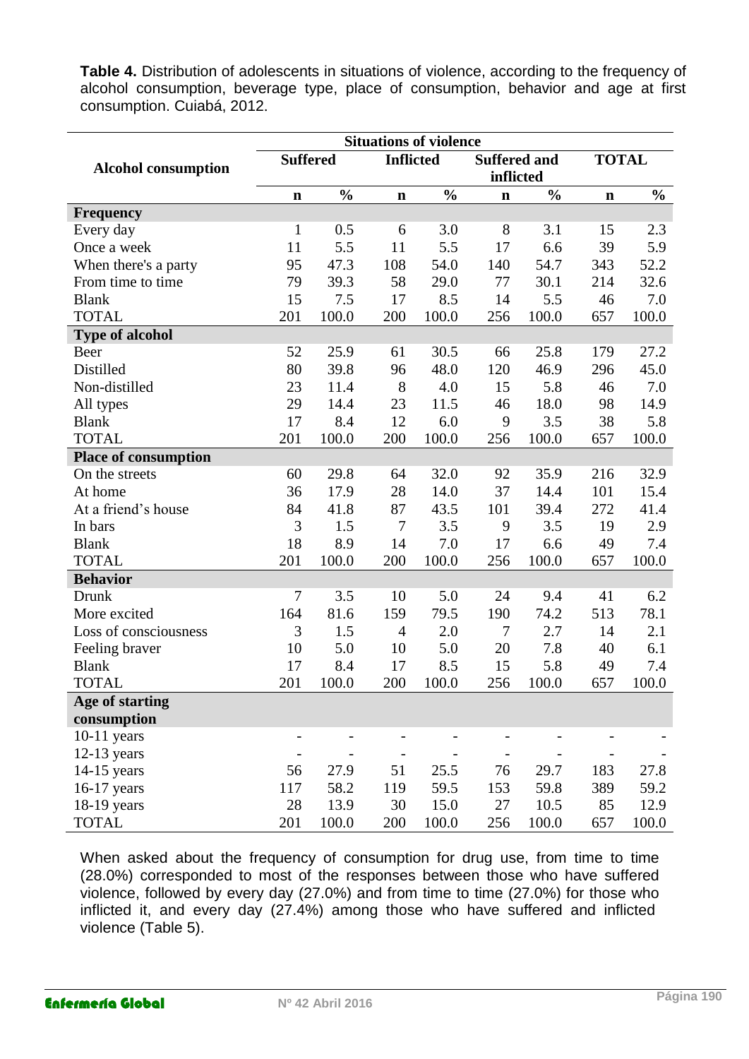**Table 4.** Distribution of adolescents in situations of violence, according to the frequency of alcohol consumption, beverage type, place of consumption, behavior and age at first consumption. Cuiabá, 2012.

| Alcohol consumption | Situations of violence | | | | | | | |
|---|---|---|---|---|---|---|---|---|
| | Suffered | | Inflicted | | Suffered and inflicted | | TOTAL | |
| | n | % | n | % | n | % | n | % |
| **Frequency** | | | | | | | | |
| Every day | 1 | 0.5 | 6 | 3.0 | 8 | 3.1 | 15 | 2.3 |
| Once a week | 11 | 5.5 | 11 | 5.5 | 17 | 6.6 | 39 | 5.9 |
| When there's a party | 95 | 47.3 | 108 | 54.0 | 140 | 54.7 | 343 | 52.2 |
| From time to time | 79 | 39.3 | 58 | 29.0 | 77 | 30.1 | 214 | 32.6 |
| Blank | 15 | 7.5 | 17 | 8.5 | 14 | 5.5 | 46 | 7.0 |
| TOTAL | 201 | 100.0 | 200 | 100.0 | 256 | 100.0 | 657 | 100.0 |
| **Type of alcohol** | | | | | | | | |
| Beer | 52 | 25.9 | 61 | 30.5 | 66 | 25.8 | 179 | 27.2 |
| Distilled | 80 | 39.8 | 96 | 48.0 | 120 | 46.9 | 296 | 45.0 |
| Non-distilled | 23 | 11.4 | 8 | 4.0 | 15 | 5.8 | 46 | 7.0 |
| All types | 29 | 14.4 | 23 | 11.5 | 46 | 18.0 | 98 | 14.9 |
| Blank | 17 | 8.4 | 12 | 6.0 | 9 | 3.5 | 38 | 5.8 |
| TOTAL | 201 | 100.0 | 200 | 100.0 | 256 | 100.0 | 657 | 100.0 |
| **Place of consumption** | | | | | | | | |
| On the streets | 60 | 29.8 | 64 | 32.0 | 92 | 35.9 | 216 | 32.9 |
| At home | 36 | 17.9 | 28 | 14.0 | 37 | 14.4 | 101 | 15.4 |
| At a friend's house | 84 | 41.8 | 87 | 43.5 | 101 | 39.4 | 272 | 41.4 |
| In bars | 3 | 1.5 | 7 | 3.5 | 9 | 3.5 | 19 | 2.9 |
| Blank | 18 | 8.9 | 14 | 7.0 | 17 | 6.6 | 49 | 7.4 |
| TOTAL | 201 | 100.0 | 200 | 100.0 | 256 | 100.0 | 657 | 100.0 |
| **Behavior** | | | | | | | | |
| Drunk | 7 | 3.5 | 10 | 5.0 | 24 | 9.4 | 41 | 6.2 |
| More excited | 164 | 81.6 | 159 | 79.5 | 190 | 74.2 | 513 | 78.1 |
| Loss of consciousness | 3 | 1.5 | 4 | 2.0 | 7 | 2.7 | 14 | 2.1 |
| Feeling braver | 10 | 5.0 | 10 | 5.0 | 20 | 7.8 | 40 | 6.1 |
| Blank | 17 | 8.4 | 17 | 8.5 | 15 | 5.8 | 49 | 7.4 |
| TOTAL | 201 | 100.0 | 200 | 100.0 | 256 | 100.0 | 657 | 100.0 |
| **Age of starting consumption** | | | | | | | | |
| 10-11 years | - | - | - | - | - | - | - | - |
| 12-13 years | - | - | - | - | - | - | - | - |
| 14-15 years | 56 | 27.9 | 51 | 25.5 | 76 | 29.7 | 183 | 27.8 |
| 16-17 years | 117 | 58.2 | 119 | 59.5 | 153 | 59.8 | 389 | 59.2 |
| 18-19 years | 28 | 13.9 | 30 | 15.0 | 27 | 10.5 | 85 | 12.9 |
| TOTAL | 201 | 100.0 | 200 | 100.0 | 256 | 100.0 | 657 | 100.0 |

When asked about the frequency of consumption for drug use, from time to time (28.0%) corresponded to most of the responses between those who have suffered violence, followed by every day (27.0%) and from time to time (27.0%) for those who inflicted it, and every day (27.4%) among those who have suffered and inflicted violence (Table 5).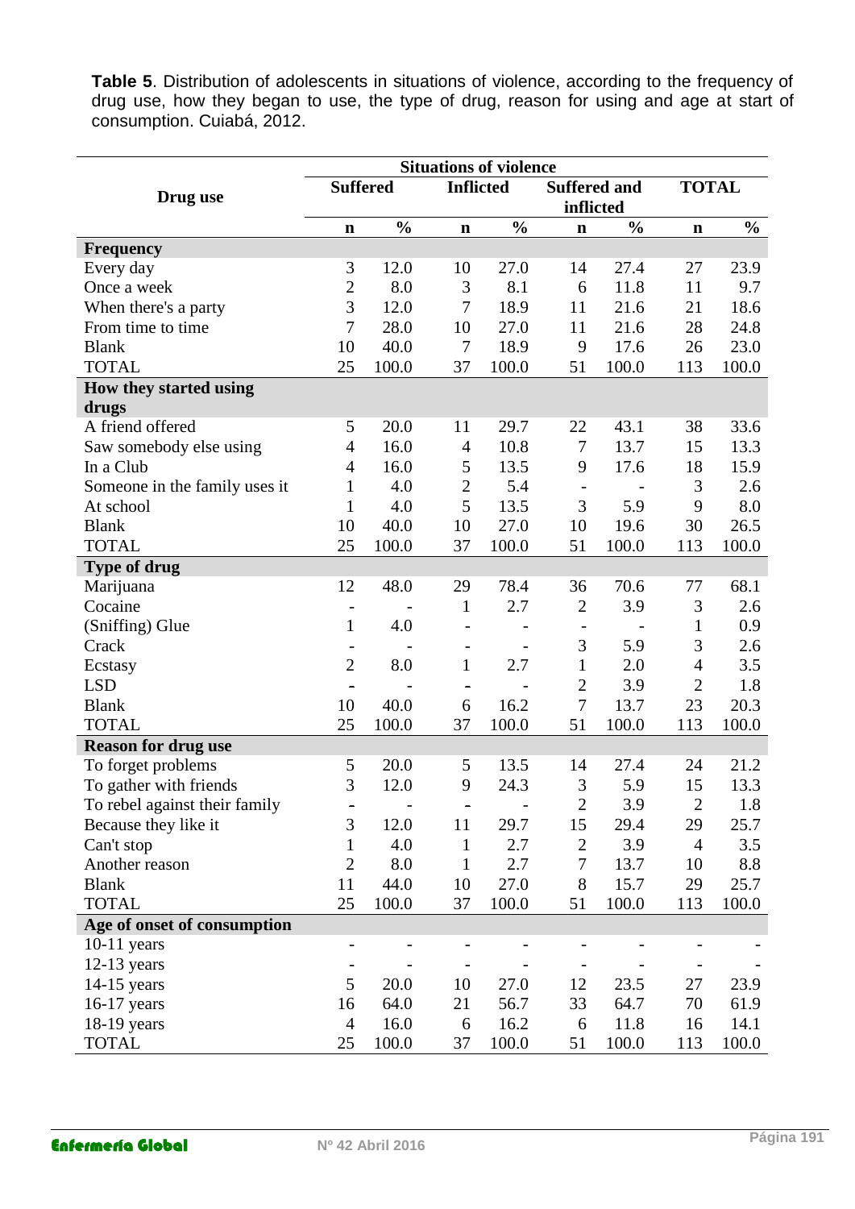**Table 5**. Distribution of adolescents in situations of violence, according to the frequency of drug use, how they began to use, the type of drug, reason for using and age at start of consumption. Cuiabá, 2012.

| Drug use | Situations of violence | | | | | | | |
|---|---|---|---|---|---|---|---|---|
| | Suffered | | Inflicted | | Suffered and inflicted | | TOTAL | |
| | n | % | n | % | n | % | n | % |
| **Frequency** | | | | | | | | |
| Every day | 3 | 12.0 | 10 | 27.0 | 14 | 27.4 | 27 | 23.9 |
| Once a week | 2 | 8.0 | 3 | 8.1 | 6 | 11.8 | 11 | 9.7 |
| When there's a party | 3 | 12.0 | 7 | 18.9 | 11 | 21.6 | 21 | 18.6 |
| From time to time | 7 | 28.0 | 10 | 27.0 | 11 | 21.6 | 28 | 24.8 |
| Blank | 10 | 40.0 | 7 | 18.9 | 9 | 17.6 | 26 | 23.0 |
| TOTAL | 25 | 100.0 | 37 | 100.0 | 51 | 100.0 | 113 | 100.0 |
| **How they started using drugs** | | | | | | | | |
| A friend offered | 5 | 20.0 | 11 | 29.7 | 22 | 43.1 | 38 | 33.6 |
| Saw somebody else using | 4 | 16.0 | 4 | 10.8 | 7 | 13.7 | 15 | 13.3 |
| In a Club | 4 | 16.0 | 5 | 13.5 | 9 | 17.6 | 18 | 15.9 |
| Someone in the family uses it | 1 | 4.0 | 2 | 5.4 | - | - | 3 | 2.6 |
| At school | 1 | 4.0 | 5 | 13.5 | 3 | 5.9 | 9 | 8.0 |
| Blank | 10 | 40.0 | 10 | 27.0 | 10 | 19.6 | 30 | 26.5 |
| TOTAL | 25 | 100.0 | 37 | 100.0 | 51 | 100.0 | 113 | 100.0 |
| **Type of drug** | | | | | | | | |
| Marijuana | 12 | 48.0 | 29 | 78.4 | 36 | 70.6 | 77 | 68.1 |
| Cocaine | - | - | 1 | 2.7 | 2 | 3.9 | 3 | 2.6 |
| (Sniffing) Glue | 1 | 4.0 | - | - | - | - | 1 | 0.9 |
| Crack | - | - | - | - | 3 | 5.9 | 3 | 2.6 |
| Ecstasy | 2 | 8.0 | 1 | 2.7 | 1 | 2.0 | 4 | 3.5 |
| LSD | - | - | - | - | 2 | 3.9 | 2 | 1.8 |
| Blank | 10 | 40.0 | 6 | 16.2 | 7 | 13.7 | 23 | 20.3 |
| TOTAL | 25 | 100.0 | 37 | 100.0 | 51 | 100.0 | 113 | 100.0 |
| **Reason for drug use** | | | | | | | | |
| To forget problems | 5 | 20.0 | 5 | 13.5 | 14 | 27.4 | 24 | 21.2 |
| To gather with friends | 3 | 12.0 | 9 | 24.3 | 3 | 5.9 | 15 | 13.3 |
| To rebel against their family | - | - | - | - | 2 | 3.9 | 2 | 1.8 |
| Because they like it | 3 | 12.0 | 11 | 29.7 | 15 | 29.4 | 29 | 25.7 |
| Can't stop | 1 | 4.0 | 1 | 2.7 | 2 | 3.9 | 4 | 3.5 |
| Another reason | 2 | 8.0 | 1 | 2.7 | 7 | 13.7 | 10 | 8.8 |
| Blank | 11 | 44.0 | 10 | 27.0 | 8 | 15.7 | 29 | 25.7 |
| TOTAL | 25 | 100.0 | 37 | 100.0 | 51 | 100.0 | 113 | 100.0 |
| **Age of onset of consumption** | | | | | | | | |
| 10-11 years | - | - | - | - | - | - | - | - |
| 12-13 years | - | - | - | - | - | - | - | - |
| 14-15 years | 5 | 20.0 | 10 | 27.0 | 12 | 23.5 | 27 | 23.9 |
| 16-17 years | 16 | 64.0 | 21 | 56.7 | 33 | 64.7 | 70 | 61.9 |
| 18-19 years | 4 | 16.0 | 6 | 16.2 | 6 | 11.8 | 16 | 14.1 |
| TOTAL | 25 | 100.0 | 37 | 100.0 | 51 | 100.0 | 113 | 100.0 |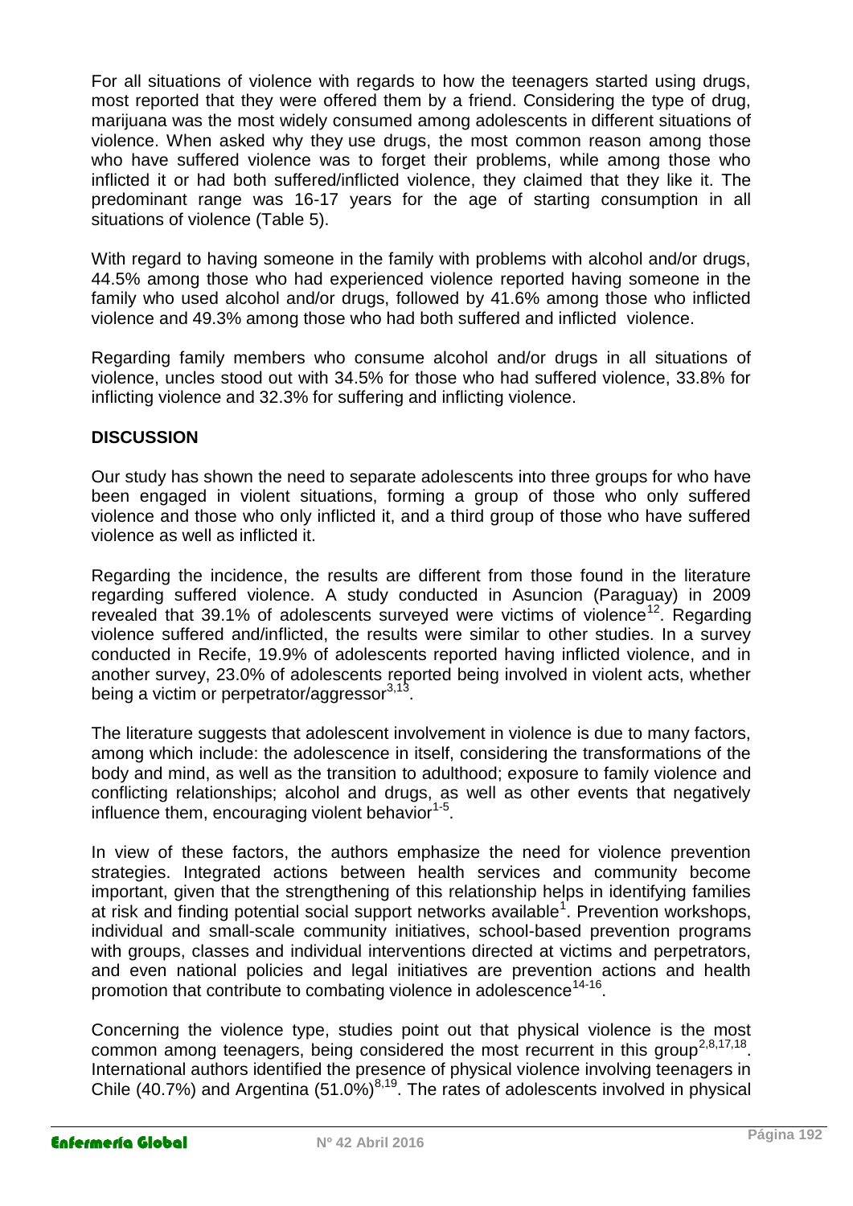For all situations of violence with regards to how the teenagers started using drugs, most reported that they were offered them by a friend. Considering the type of drug, marijuana was the most widely consumed among adolescents in different situations of violence. When asked why they use drugs, the most common reason among those who have suffered violence was to forget their problems, while among those who inflicted it or had both suffered/inflicted violence, they claimed that they like it. The predominant range was 16-17 years for the age of starting consumption in all situations of violence (Table 5).

With regard to having someone in the family with problems with alcohol and/or drugs, 44.5% among those who had experienced violence reported having someone in the family who used alcohol and/or drugs, followed by 41.6% among those who inflicted violence and 49.3% among those who had both suffered and inflicted violence.

Regarding family members who consume alcohol and/or drugs in all situations of violence, uncles stood out with 34.5% for those who had suffered violence, 33.8% for inflicting violence and 32.3% for suffering and inflicting violence.

## DISCUSSION

Our study has shown the need to separate adolescents into three groups for who have been engaged in violent situations, forming a group of those who only suffered violence and those who only inflicted it, and a third group of those who have suffered violence as well as inflicted it.

Regarding the incidence, the results are different from those found in the literature regarding suffered violence. A study conducted in Asuncion (Paraguay) in 2009 revealed that 39.1% of adolescents surveyed were victims of violence[12]. Regarding violence suffered and/inflicted, the results were similar to other studies. In a survey conducted in Recife, 19.9% of adolescents reported having inflicted violence, and in another survey, 23.0% of adolescents reported being involved in violent acts, whether being a victim or perpetrator/aggressor[3,13].

The literature suggests that adolescent involvement in violence is due to many factors, among which include: the adolescence in itself, considering the transformations of the body and mind, as well as the transition to adulthood; exposure to family violence and conflicting relationships; alcohol and drugs, as well as other events that negatively influence them, encouraging violent behavior[1-5].

In view of these factors, the authors emphasize the need for violence prevention strategies. Integrated actions between health services and community become important, given that the strengthening of this relationship helps in identifying families at risk and finding potential social support networks available[1]. Prevention workshops, individual and small-scale community initiatives, school-based prevention programs with groups, classes and individual interventions directed at victims and perpetrators, and even national policies and legal initiatives are prevention actions and health promotion that contribute to combating violence in adolescence[14-16].

Concerning the violence type, studies point out that physical violence is the most common among teenagers, being considered the most recurrent in this group[2,8,17,18]. International authors identified the presence of physical violence involving teenagers in Chile (40.7%) and Argentina (51.0%)[8,19]. The rates of adolescents involved in physical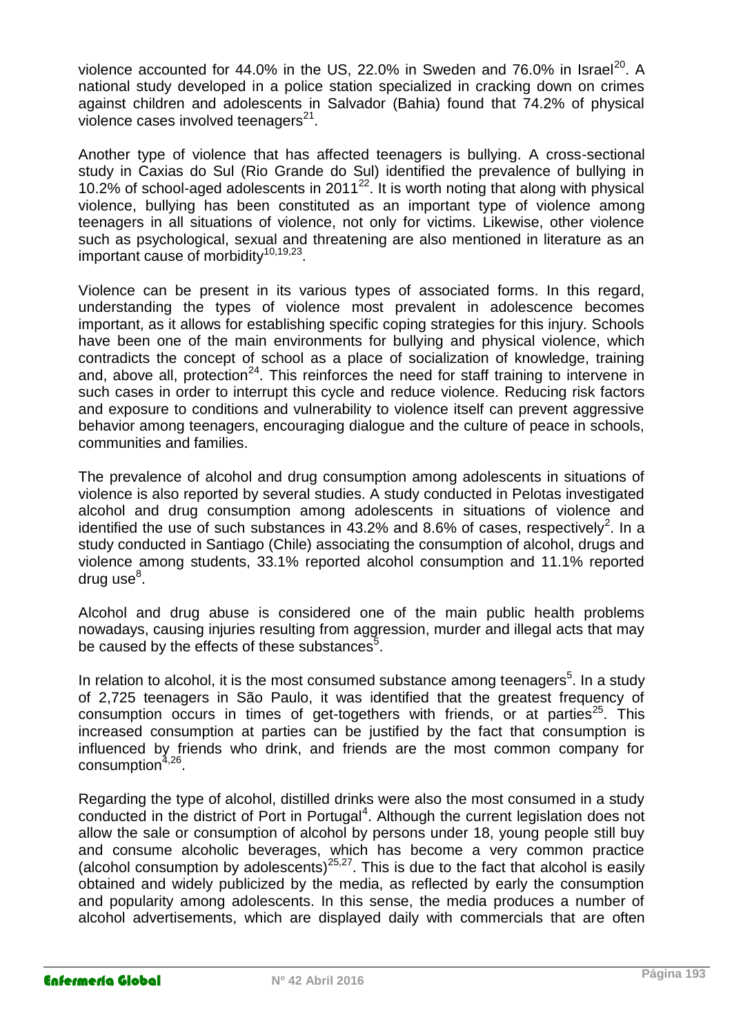violence accounted for 44.0% in the US, 22.0% in Sweden and 76.0% in Israel[20]. A national study developed in a police station specialized in cracking down on crimes against children and adolescents in Salvador (Bahia) found that 74.2% of physical violence cases involved teenagers[21].

Another type of violence that has affected teenagers is bullying. A cross-sectional study in Caxias do Sul (Rio Grande do Sul) identified the prevalence of bullying in 10.2% of school-aged adolescents in 2011[22]. It is worth noting that along with physical violence, bullying has been constituted as an important type of violence among teenagers in all situations of violence, not only for victims. Likewise, other violence such as psychological, sexual and threatening are also mentioned in literature as an important cause of morbidity[10,19,23].

Violence can be present in its various types of associated forms. In this regard, understanding the types of violence most prevalent in adolescence becomes important, as it allows for establishing specific coping strategies for this injury. Schools have been one of the main environments for bullying and physical violence, which contradicts the concept of school as a place of socialization of knowledge, training and, above all, protection[24]. This reinforces the need for staff training to intervene in such cases in order to interrupt this cycle and reduce violence. Reducing risk factors and exposure to conditions and vulnerability to violence itself can prevent aggressive behavior among teenagers, encouraging dialogue and the culture of peace in schools, communities and families.

The prevalence of alcohol and drug consumption among adolescents in situations of violence is also reported by several studies. A study conducted in Pelotas investigated alcohol and drug consumption among adolescents in situations of violence and identified the use of such substances in 43.2% and 8.6% of cases, respectively[2]. In a study conducted in Santiago (Chile) associating the consumption of alcohol, drugs and violence among students, 33.1% reported alcohol consumption and 11.1% reported drug use[8].

Alcohol and drug abuse is considered one of the main public health problems nowadays, causing injuries resulting from aggression, murder and illegal acts that may be caused by the effects of these substances[5].

In relation to alcohol, it is the most consumed substance among teenagers[5]. In a study of 2,725 teenagers in São Paulo, it was identified that the greatest frequency of consumption occurs in times of get-togethers with friends, or at parties[25]. This increased consumption at parties can be justified by the fact that consumption is influenced by friends who drink, and friends are the most common company for consumption[4,26].

Regarding the type of alcohol, distilled drinks were also the most consumed in a study conducted in the district of Port in Portugal[4]. Although the current legislation does not allow the sale or consumption of alcohol by persons under 18, young people still buy and consume alcoholic beverages, which has become a very common practice (alcohol consumption by adolescents)[25,27]. This is due to the fact that alcohol is easily obtained and widely publicized by the media, as reflected by early the consumption and popularity among adolescents. In this sense, the media produces a number of alcohol advertisements, which are displayed daily with commercials that are often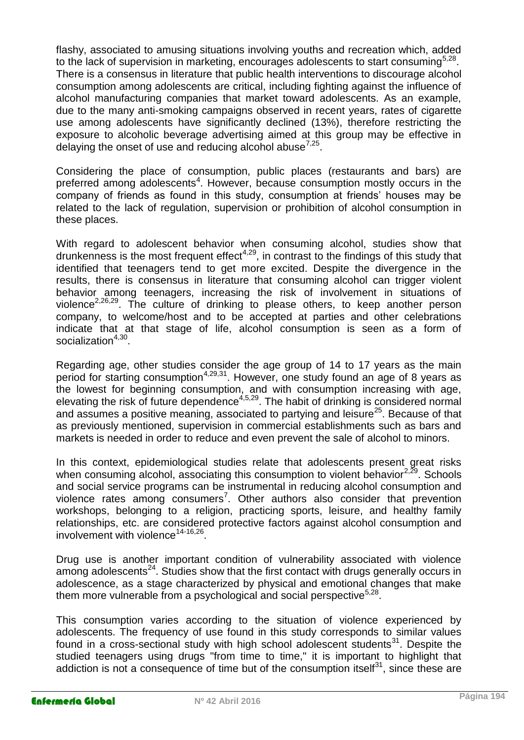flashy, associated to amusing situations involving youths and recreation which, added to the lack of supervision in marketing, encourages adolescents to start consuming[5,28]. There is a consensus in literature that public health interventions to discourage alcohol consumption among adolescents are critical, including fighting against the influence of alcohol manufacturing companies that market toward adolescents. As an example, due to the many anti-smoking campaigns observed in recent years, rates of cigarette use among adolescents have significantly declined (13%), therefore restricting the exposure to alcoholic beverage advertising aimed at this group may be effective in delaying the onset of use and reducing alcohol abuse[7,25].

Considering the place of consumption, public places (restaurants and bars) are preferred among adolescents[4]. However, because consumption mostly occurs in the company of friends as found in this study, consumption at friends' houses may be related to the lack of regulation, supervision or prohibition of alcohol consumption in these places.

With regard to adolescent behavior when consuming alcohol, studies show that drunkenness is the most frequent effect[4,29], in contrast to the findings of this study that identified that teenagers tend to get more excited. Despite the divergence in the results, there is consensus in literature that consuming alcohol can trigger violent behavior among teenagers, increasing the risk of involvement in situations of violence[2,26,29]. The culture of drinking to please others, to keep another person company, to welcome/host and to be accepted at parties and other celebrations indicate that at that stage of life, alcohol consumption is seen as a form of socialization[4,30].

Regarding age, other studies consider the age group of 14 to 17 years as the main period for starting consumption[4,29,31]. However, one study found an age of 8 years as the lowest for beginning consumption, and with consumption increasing with age, elevating the risk of future dependence[4,5,29]. The habit of drinking is considered normal and assumes a positive meaning, associated to partying and leisure[25]. Because of that as previously mentioned, supervision in commercial establishments such as bars and markets is needed in order to reduce and even prevent the sale of alcohol to minors.

In this context, epidemiological studies relate that adolescents present great risks when consuming alcohol, associating this consumption to violent behavior[2,29]. Schools and social service programs can be instrumental in reducing alcohol consumption and violence rates among consumers[7]. Other authors also consider that prevention workshops, belonging to a religion, practicing sports, leisure, and healthy family relationships, etc. are considered protective factors against alcohol consumption and involvement with violence[14-16,26].

Drug use is another important condition of vulnerability associated with violence among adolescents[24]. Studies show that the first contact with drugs generally occurs in adolescence, as a stage characterized by physical and emotional changes that make them more vulnerable from a psychological and social perspective[5,28].

This consumption varies according to the situation of violence experienced by adolescents. The frequency of use found in this study corresponds to similar values found in a cross-sectional study with high school adolescent students[31]. Despite the studied teenagers using drugs "from time to time," it is important to highlight that addiction is not a consequence of time but of the consumption itself[31], since these are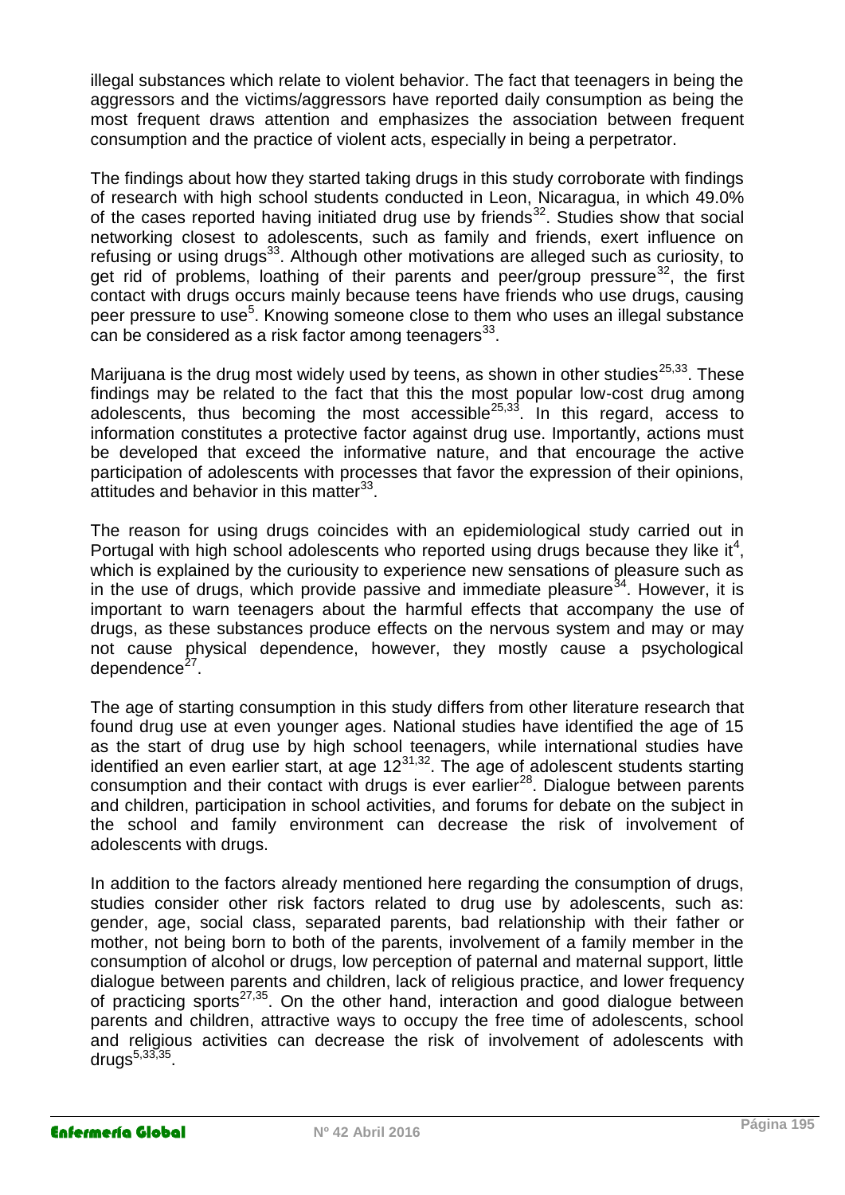illegal substances which relate to violent behavior. The fact that teenagers in being the aggressors and the victims/aggressors have reported daily consumption as being the most frequent draws attention and emphasizes the association between frequent consumption and the practice of violent acts, especially in being a perpetrator.

The findings about how they started taking drugs in this study corroborate with findings of research with high school students conducted in Leon, Nicaragua, in which 49.0% of the cases reported having initiated drug use by friends[32]. Studies show that social networking closest to adolescents, such as family and friends, exert influence on refusing or using drugs[33]. Although other motivations are alleged such as curiosity, to get rid of problems, loathing of their parents and peer/group pressure[32], the first contact with drugs occurs mainly because teens have friends who use drugs, causing peer pressure to use[5]. Knowing someone close to them who uses an illegal substance can be considered as a risk factor among teenagers[33].

Marijuana is the drug most widely used by teens, as shown in other studies[25,33]. These findings may be related to the fact that this the most popular low-cost drug among adolescents, thus becoming the most accessible[25,33]. In this regard, access to information constitutes a protective factor against drug use. Importantly, actions must be developed that exceed the informative nature, and that encourage the active participation of adolescents with processes that favor the expression of their opinions, attitudes and behavior in this matter[33].

The reason for using drugs coincides with an epidemiological study carried out in Portugal with high school adolescents who reported using drugs because they like it[4], which is explained by the curiousity to experience new sensations of pleasure such as in the use of drugs, which provide passive and immediate pleasure[34]. However, it is important to warn teenagers about the harmful effects that accompany the use of drugs, as these substances produce effects on the nervous system and may or may not cause physical dependence, however, they mostly cause a psychological dependence[27].

The age of starting consumption in this study differs from other literature research that found drug use at even younger ages. National studies have identified the age of 15 as the start of drug use by high school teenagers, while international studies have identified an even earlier start, at age 12[31,32]. The age of adolescent students starting consumption and their contact with drugs is ever earlier[28]. Dialogue between parents and children, participation in school activities, and forums for debate on the subject in the school and family environment can decrease the risk of involvement of adolescents with drugs.

In addition to the factors already mentioned here regarding the consumption of drugs, studies consider other risk factors related to drug use by adolescents, such as: gender, age, social class, separated parents, bad relationship with their father or mother, not being born to both of the parents, involvement of a family member in the consumption of alcohol or drugs, low perception of paternal and maternal support, little dialogue between parents and children, lack of religious practice, and lower frequency of practicing sports[27,35]. On the other hand, interaction and good dialogue between parents and children, attractive ways to occupy the free time of adolescents, school and religious activities can decrease the risk of involvement of adolescents with drugs[5,33,35].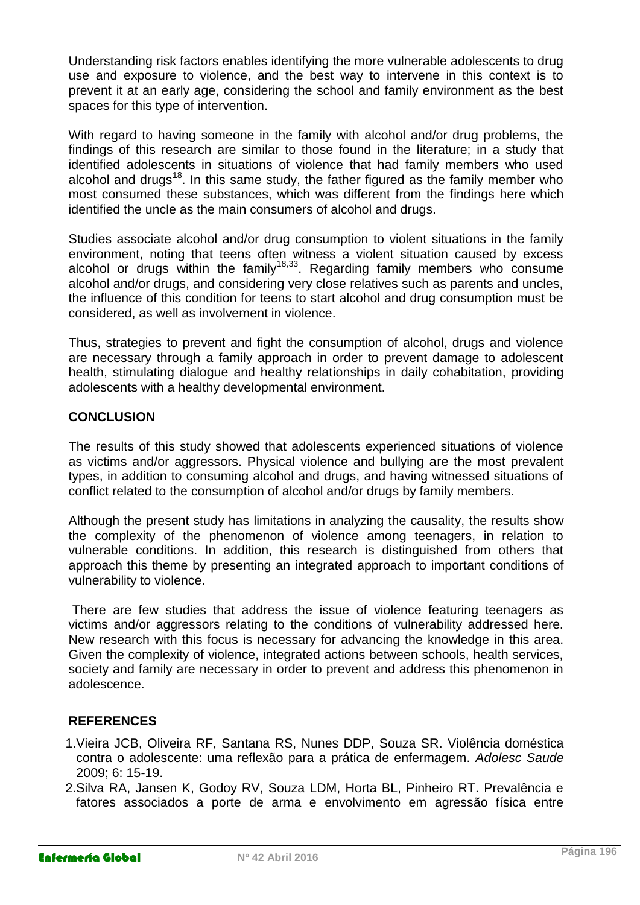Understanding risk factors enables identifying the more vulnerable adolescents to drug use and exposure to violence, and the best way to intervene in this context is to prevent it at an early age, considering the school and family environment as the best spaces for this type of intervention.

With regard to having someone in the family with alcohol and/or drug problems, the findings of this research are similar to those found in the literature; in a study that identified adolescents in situations of violence that had family members who used alcohol and drugs[18]. In this same study, the father figured as the family member who most consumed these substances, which was different from the findings here which identified the uncle as the main consumers of alcohol and drugs.

Studies associate alcohol and/or drug consumption to violent situations in the family environment, noting that teens often witness a violent situation caused by excess alcohol or drugs within the family[18,33]. Regarding family members who consume alcohol and/or drugs, and considering very close relatives such as parents and uncles, the influence of this condition for teens to start alcohol and drug consumption must be considered, as well as involvement in violence.

Thus, strategies to prevent and fight the consumption of alcohol, drugs and violence are necessary through a family approach in order to prevent damage to adolescent health, stimulating dialogue and healthy relationships in daily cohabitation, providing adolescents with a healthy developmental environment.

## CONCLUSION

The results of this study showed that adolescents experienced situations of violence as victims and/or aggressors. Physical violence and bullying are the most prevalent types, in addition to consuming alcohol and drugs, and having witnessed situations of conflict related to the consumption of alcohol and/or drugs by family members.

Although the present study has limitations in analyzing the causality, the results show the complexity of the phenomenon of violence among teenagers, in relation to vulnerable conditions. In addition, this research is distinguished from others that approach this theme by presenting an integrated approach to important conditions of vulnerability to violence.

There are few studies that address the issue of violence featuring teenagers as victims and/or aggressors relating to the conditions of vulnerability addressed here. New research with this focus is necessary for advancing the knowledge in this area. Given the complexity of violence, integrated actions between schools, health services, society and family are necessary in order to prevent and address this phenomenon in adolescence.

## REFERENCES

1. Vieira JCB, Oliveira RF, Santana RS, Nunes DDP, Souza SR. Violência doméstica contra o adolescente: uma reflexão para a prática de enfermagem. *Adolesc Saude* 2009; 6: 15-19.
2. Silva RA, Jansen K, Godoy RV, Souza LDM, Horta BL, Pinheiro RT. Prevalência e fatores associados a porte de arma e envolvimento em agressão física entre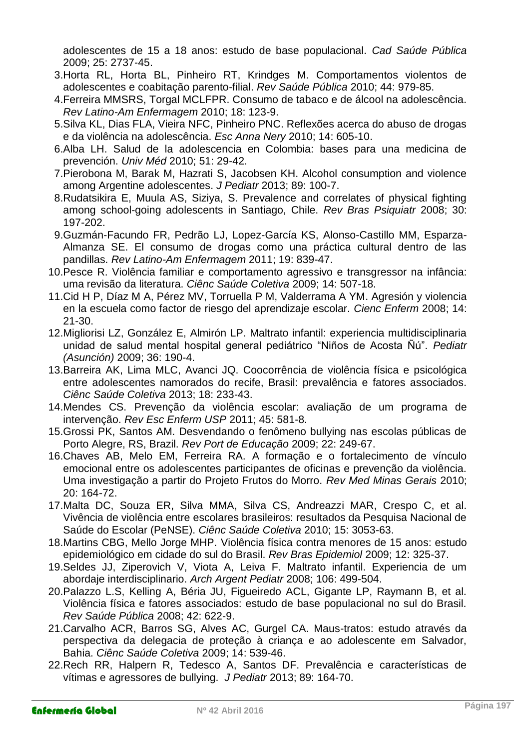adolescentes de 15 a 18 anos: estudo de base populacional. *Cad Saúde Pública* 2009; 25: 2737-45.

3. Horta RL, Horta BL, Pinheiro RT, Krindges M. Comportamentos violentos de adolescentes e coabitação parento-filial. *Rev Saúde Pública* 2010; 44: 979-85.
4. Ferreira MMSRS, Torgal MCLFPR. Consumo de tabaco e de álcool na adolescência. *Rev Latino-Am Enfermagem* 2010; 18: 123-9.
5. Silva KL, Dias FLA, Vieira NFC, Pinheiro PNC. Reflexões acerca do abuso de drogas e da violência na adolescência. *Esc Anna Nery* 2010; 14: 605-10.
6. Alba LH. Salud de la adolescencia en Colombia: bases para una medicina de prevención. *Univ Méd* 2010; 51: 29-42.
7. Pierobona M, Barak M, Hazrati S, Jacobsen KH. Alcohol consumption and violence among Argentine adolescentes. *J Pediatr* 2013; 89: 100-7.
8. Rudatsikira E, Muula AS, Siziya, S. Prevalence and correlates of physical fighting among school-going adolescents in Santiago, Chile. *Rev Bras Psiquiatr* 2008; 30: 197-202.
9. Guzmán-Facundo FR, Pedrão LJ, Lopez-García KS, Alonso-Castillo MM, Esparza-Almanza SE. El consumo de drogas como una práctica cultural dentro de las pandillas. *Rev Latino-Am Enfermagem* 2011; 19: 839-47.
10. Pesce R. Violência familiar e comportamento agressivo e transgressor na infância: uma revisão da literatura. *Ciênc Saúde Coletiva* 2009; 14: 507-18.
11. Cid H P, Díaz M A, Pérez MV, Torruella P M, Valderrama A YM. Agresión y violencia en la escuela como factor de riesgo del aprendizaje escolar. *Cienc Enferm* 2008; 14: 21-30.
12. Migliorisi LZ, González E, Almirón LP. Maltrato infantil: experiencia multidisciplinaria unidad de salud mental hospital general pediátrico "Niños de Acosta Ñú". *Pediatr (Asunción)* 2009; 36: 190-4.
13. Barreira AK, Lima MLC, Avanci JQ. Coocorrência de violência física e psicológica entre adolescentes namorados do recife, Brasil: prevalência e fatores associados. *Ciênc Saúde Coletiva* 2013; 18: 233-43.
14. Mendes CS. Prevenção da violência escolar: avaliação de um programa de intervenção. *Rev Esc Enferm USP* 2011; 45: 581-8.
15. Grossi PK, Santos AM. Desvendando o fenômeno bullying nas escolas públicas de Porto Alegre, RS, Brazil. *Rev Port de Educação* 2009; 22: 249-67.
16. Chaves AB, Melo EM, Ferreira RA. A formação e o fortalecimento de vínculo emocional entre os adolescentes participantes de oficinas e prevenção da violência. Uma investigação a partir do Projeto Frutos do Morro. *Rev Med Minas Gerais* 2010; 20: 164-72.
17. Malta DC, Souza ER, Silva MMA, Silva CS, Andreazzi MAR, Crespo C, et al. Vivência de violência entre escolares brasileiros: resultados da Pesquisa Nacional de Saúde do Escolar (PeNSE). *Ciênc Saúde Coletiva* 2010; 15: 3053-63.
18. Martins CBG, Mello Jorge MHP. Violência física contra menores de 15 anos: estudo epidemiológico em cidade do sul do Brasil. *Rev Bras Epidemiol* 2009; 12: 325-37.
19. Seldes JJ, Ziperovich V, Viota A, Leiva F. Maltrato infantil. Experiencia de um abordaje interdisciplinario. *Arch Argent Pediatr* 2008; 106: 499-504.
20. Palazzo L.S, Kelling A, Béria JU, Figueiredo ACL, Gigante LP, Raymann B, et al. Violência física e fatores associados: estudo de base populacional no sul do Brasil. *Rev Saúde Pública* 2008; 42: 622-9.
21. Carvalho ACR, Barros SG, Alves AC, Gurgel CA. Maus-tratos: estudo através da perspectiva da delegacia de proteção à criança e ao adolescente em Salvador, Bahia. *Ciênc Saúde Coletiva* 2009; 14: 539-46.
22. Rech RR, Halpern R, Tedesco A, Santos DF. Prevalência e características de vítimas e agressores de bullying. *J Pediatr* 2013; 89: 164-70.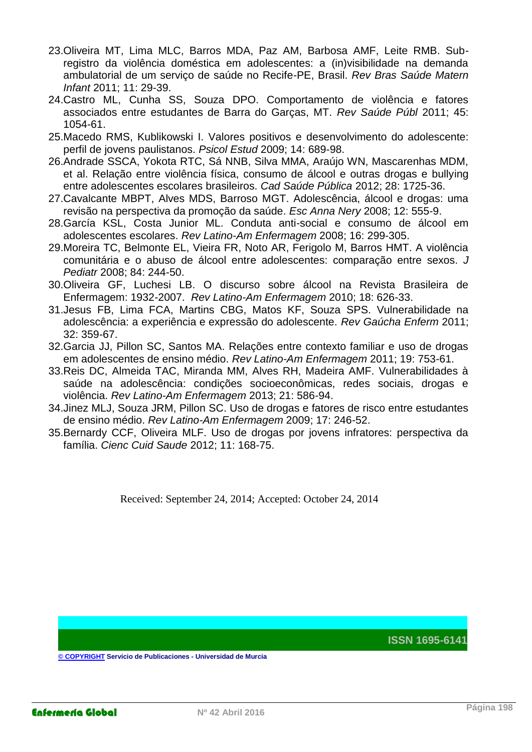23. Oliveira MT, Lima MLC, Barros MDA, Paz AM, Barbosa AMF, Leite RMB. Sub-registro da violência doméstica em adolescentes: a (in)visibilidade na demanda ambulatorial de um serviço de saúde no Recife-PE, Brasil. *Rev Bras Saúde Matern Infant* 2011; 11: 29-39.
24. Castro ML, Cunha SS, Souza DPO. Comportamento de violência e fatores associados entre estudantes de Barra do Garças, MT. *Rev Saúde Públ* 2011; 45: 1054-61.
25. Macedo RMS, Kublikowski I. Valores positivos e desenvolvimento do adolescente: perfil de jovens paulistanos. *Psicol Estud* 2009; 14: 689-98.
26. Andrade SSCA, Yokota RTC, Sá NNB, Silva MMA, Araújo WN, Mascarenhas MDM, et al. Relação entre violência física, consumo de álcool e outras drogas e bullying entre adolescentes escolares brasileiros. *Cad Saúde Pública* 2012; 28: 1725-36.
27. Cavalcante MBPT, Alves MDS, Barroso MGT. Adolescência, álcool e drogas: uma revisão na perspectiva da promoção da saúde. *Esc Anna Nery* 2008; 12: 555-9.
28. García KSL, Costa Junior ML. Conduta anti-social e consumo de álcool em adolescentes escolares. *Rev Latino-Am Enfermagem* 2008; 16: 299-305.
29. Moreira TC, Belmonte EL, Vieira FR, Noto AR, Ferigolo M, Barros HMT. A violência comunitária e o abuso de álcool entre adolescentes: comparação entre sexos. *J Pediatr* 2008; 84: 244-50.
30. Oliveira GF, Luchesi LB. O discurso sobre álcool na Revista Brasileira de Enfermagem: 1932-2007. *Rev Latino-Am Enfermagem* 2010; 18: 626-33.
31. Jesus FB, Lima FCA, Martins CBG, Matos KF, Souza SPS. Vulnerabilidade na adolescência: a experiência e expressão do adolescente. *Rev Gaúcha Enferm* 2011; 32: 359-67.
32. Garcia JJ, Pillon SC, Santos MA. Relações entre contexto familiar e uso de drogas em adolescentes de ensino médio. *Rev Latino-Am Enfermagem* 2011; 19: 753-61.
33. Reis DC, Almeida TAC, Miranda MM, Alves RH, Madeira AMF. Vulnerabilidades à saúde na adolescência: condições socioeconômicas, redes sociais, drogas e violência. *Rev Latino-Am Enfermagem* 2013; 21: 586-94.
34. Jinez MLJ, Souza JRM, Pillon SC. Uso de drogas e fatores de risco entre estudantes de ensino médio. *Rev Latino-Am Enfermagem* 2009; 17: 246-52.
35. Bernardy CCF, Oliveira MLF. Uso de drogas por jovens infratores: perspectiva da família. *Cienc Cuid Saude* 2012; 11: 168-75.

Received: September 24, 2014; Accepted: October 24, 2014

ISSN 1695-6141

© COPYRIGHT Servicio de Publicaciones - Universidad de Murcia